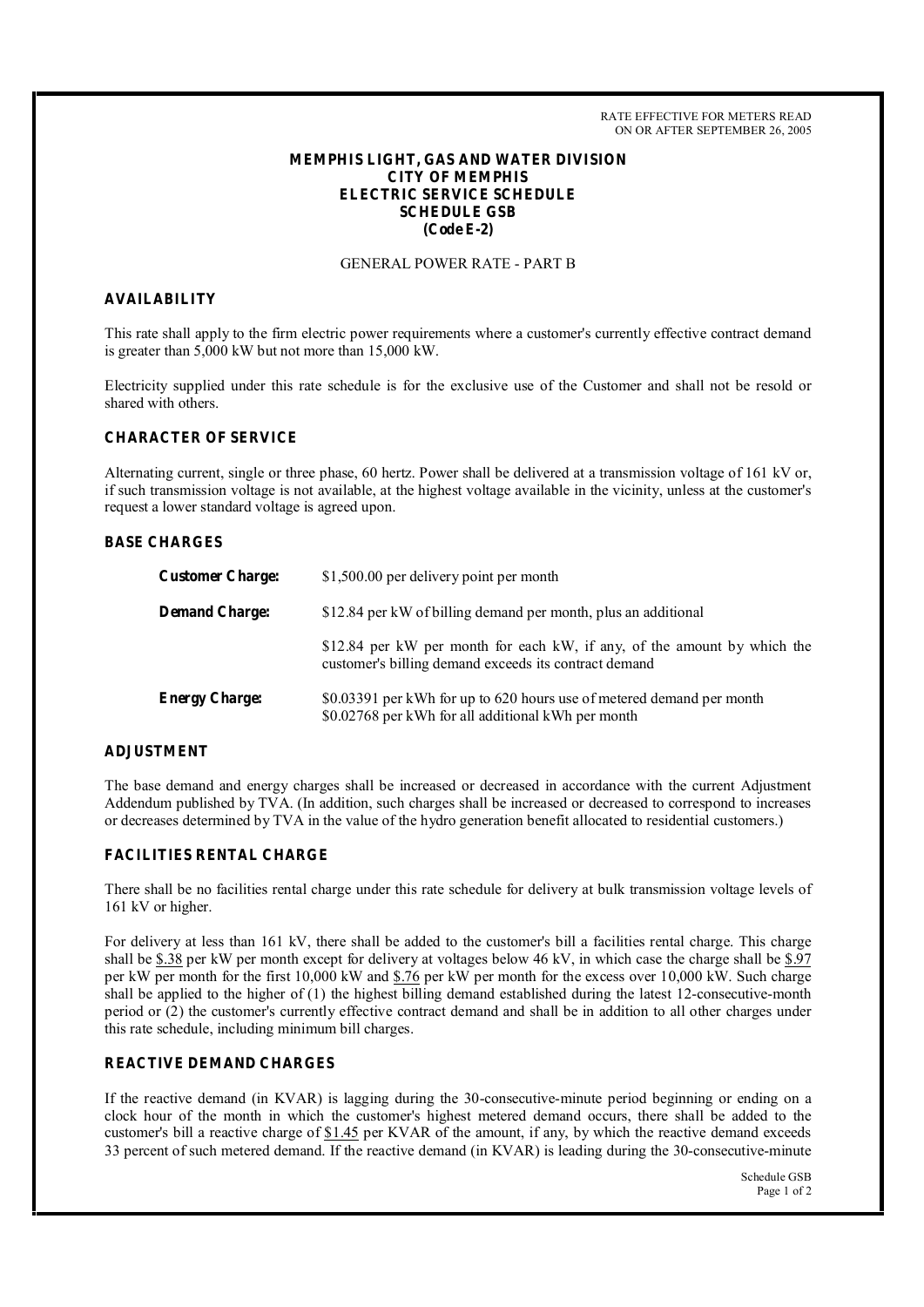RATE EFFECTIVE FOR METERS READ
ON OR AFTER SEPTEMBER 26, 2005

**MEMPHIS LIGHT, GAS AND WATER DIVISION**
**CITY OF MEMPHIS**
**ELECTRIC SERVICE SCHEDULE**
**SCHEDULE GSB**
**(Code E-2)**

GENERAL POWER RATE - PART B

## AVAILABILITY

This rate shall apply to the firm electric power requirements where a customer's currently effective contract demand is greater than 5,000 kW but not more than 15,000 kW.

Electricity supplied under this rate schedule is for the exclusive use of the Customer and shall not be resold or shared with others.

## CHARACTER OF SERVICE

Alternating current, single or three phase, 60 hertz. Power shall be delivered at a transmission voltage of 161 kV or, if such transmission voltage is not available, at the highest voltage available in the vicinity, unless at the customer's request a lower standard voltage is agreed upon.

## BASE CHARGES

| | |
|---|---|
| **Customer Charge:** | $1,500.00 per delivery point per month |
| **Demand Charge:** | $12.84 per kW of billing demand per month, plus an additional<br><br>$12.84 per kW per month for each kW, if any, of the amount by which the customer's billing demand exceeds its contract demand |
| **Energy Charge:** | $0.03391 per kWh for up to 620 hours use of metered demand per month<br>$0.02768 per kWh for all additional kWh per month |

## ADJUSTMENT

The base demand and energy charges shall be increased or decreased in accordance with the current Adjustment Addendum published by TVA. (In addition, such charges shall be increased or decreased to correspond to increases or decreases determined by TVA in the value of the hydro generation benefit allocated to residential customers.)

## FACILITIES RENTAL CHARGE

There shall be no facilities rental charge under this rate schedule for delivery at bulk transmission voltage levels of 161 kV or higher.

For delivery at less than 161 kV, there shall be added to the customer's bill a facilities rental charge. This charge shall be $.38 per kW per month except for delivery at voltages below 46 kV, in which case the charge shall be $.97 per kW per month for the first 10,000 kW and $.76 per kW per month for the excess over 10,000 kW. Such charge shall be applied to the higher of (1) the highest billing demand established during the latest 12-consecutive-month period or (2) the customer's currently effective contract demand and shall be in addition to all other charges under this rate schedule, including minimum bill charges.

## REACTIVE DEMAND CHARGES

If the reactive demand (in KVAR) is lagging during the 30-consecutive-minute period beginning or ending on a clock hour of the month in which the customer's highest metered demand occurs, there shall be added to the customer's bill a reactive charge of $1.45 per KVAR of the amount, if any, by which the reactive demand exceeds 33 percent of such metered demand. If the reactive demand (in KVAR) is leading during the 30-consecutive-minute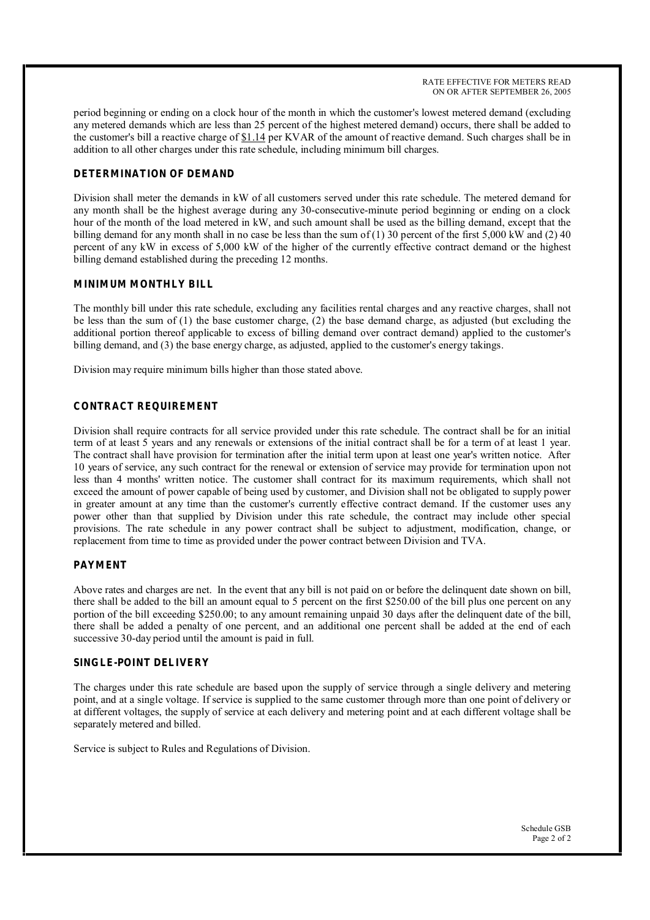period beginning or ending on a clock hour of the month in which the customer's lowest metered demand (excluding any metered demands which are less than 25 percent of the highest metered demand) occurs, there shall be added to the customer's bill a reactive charge of $1.14 per KVAR of the amount of reactive demand. Such charges shall be in addition to all other charges under this rate schedule, including minimum bill charges.

## DETERMINATION OF DEMAND

Division shall meter the demands in kW of all customers served under this rate schedule. The metered demand for any month shall be the highest average during any 30-consecutive-minute period beginning or ending on a clock hour of the month of the load metered in kW, and such amount shall be used as the billing demand, except that the billing demand for any month shall in no case be less than the sum of (1) 30 percent of the first 5,000 kW and (2) 40 percent of any kW in excess of 5,000 kW of the higher of the currently effective contract demand or the highest billing demand established during the preceding 12 months.

## MINIMUM MONTHLY BILL

The monthly bill under this rate schedule, excluding any facilities rental charges and any reactive charges, shall not be less than the sum of (1) the base customer charge, (2) the base demand charge, as adjusted (but excluding the additional portion thereof applicable to excess of billing demand over contract demand) applied to the customer's billing demand, and (3) the base energy charge, as adjusted, applied to the customer's energy takings.

Division may require minimum bills higher than those stated above.

## CONTRACT REQUIREMENT

Division shall require contracts for all service provided under this rate schedule. The contract shall be for an initial term of at least 5 years and any renewals or extensions of the initial contract shall be for a term of at least 1 year. The contract shall have provision for termination after the initial term upon at least one year's written notice. After 10 years of service, any such contract for the renewal or extension of service may provide for termination upon not less than 4 months' written notice. The customer shall contract for its maximum requirements, which shall not exceed the amount of power capable of being used by customer, and Division shall not be obligated to supply power in greater amount at any time than the customer's currently effective contract demand. If the customer uses any power other than that supplied by Division under this rate schedule, the contract may include other special provisions. The rate schedule in any power contract shall be subject to adjustment, modification, change, or replacement from time to time as provided under the power contract between Division and TVA.

## PAYMENT

Above rates and charges are net. In the event that any bill is not paid on or before the delinquent date shown on bill, there shall be added to the bill an amount equal to 5 percent on the first $250.00 of the bill plus one percent on any portion of the bill exceeding $250.00; to any amount remaining unpaid 30 days after the delinquent date of the bill, there shall be added a penalty of one percent, and an additional one percent shall be added at the end of each successive 30-day period until the amount is paid in full.

## SINGLE-POINT DELIVERY

The charges under this rate schedule are based upon the supply of service through a single delivery and metering point, and at a single voltage. If service is supplied to the same customer through more than one point of delivery or at different voltages, the supply of service at each delivery and metering point and at each different voltage shall be separately metered and billed.

Service is subject to Rules and Regulations of Division.